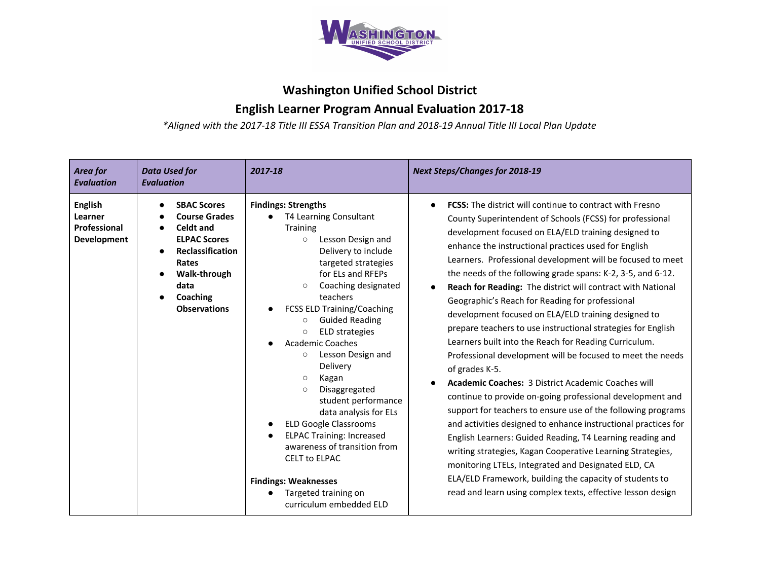# Washington Unified School District

## English Learner Program Annual Evaluation 2017-18

*\*Aligned with the 2017-18 Title III ESSA Transition Plan and 2018-19 Annual Title III Local Plan Update*

| *Area for Evaluation* | *Data Used for Evaluation* | *2017-18* | *Next Steps/Changes for 2018-19* |
|---|---|---|---|
| **English Learner Professional Development** | • **SBAC Scores**<br>• **Course Grades**<br>• **Celdt and ELPAC Scores**<br>• **Reclassification Rates**<br>• **Walk-through data**<br>• **Coaching Observations** | **Findings: Strengths**<br>• T4 Learning Consultant Training<br>&nbsp;&nbsp;&nbsp;&nbsp;○ Lesson Design and Delivery to include targeted strategies for ELs and RFEPs<br>&nbsp;&nbsp;&nbsp;&nbsp;○ Coaching designated teachers<br>• FCSS ELD Training/Coaching<br>&nbsp;&nbsp;&nbsp;&nbsp;○ Guided Reading<br>&nbsp;&nbsp;&nbsp;&nbsp;○ ELD strategies<br>• Academic Coaches<br>&nbsp;&nbsp;&nbsp;&nbsp;○ Lesson Design and Delivery<br>&nbsp;&nbsp;&nbsp;&nbsp;○ Kagan<br>&nbsp;&nbsp;&nbsp;&nbsp;○ Disaggregated student performance data analysis for ELs<br>• ELD Google Classrooms<br>• ELPAC Training: Increased awareness of transition from CELT to ELPAC<br><br>**Findings: Weaknesses**<br>• Targeted training on curriculum embedded ELD | • **FCSS:** The district will continue to contract with Fresno County Superintendent of Schools (FCSS) for professional development focused on ELA/ELD training designed to enhance the instructional practices used for English Learners. Professional development will be focused to meet the needs of the following grade spans: K-2, 3-5, and 6-12.<br>• **Reach for Reading:** The district will contract with National Geographic's Reach for Reading for professional development focused on ELA/ELD training designed to prepare teachers to use instructional strategies for English Learners built into the Reach for Reading Curriculum. Professional development will be focused to meet the needs of grades K-5.<br>• **Academic Coaches:** 3 District Academic Coaches will continue to provide on-going professional development and support for teachers to ensure use of the following programs and activities designed to enhance instructional practices for English Learners: Guided Reading, T4 Learning reading and writing strategies, Kagan Cooperative Learning Strategies, monitoring LTELs, Integrated and Designated ELD, CA ELA/ELD Framework, building the capacity of students to read and learn using complex texts, effective lesson design |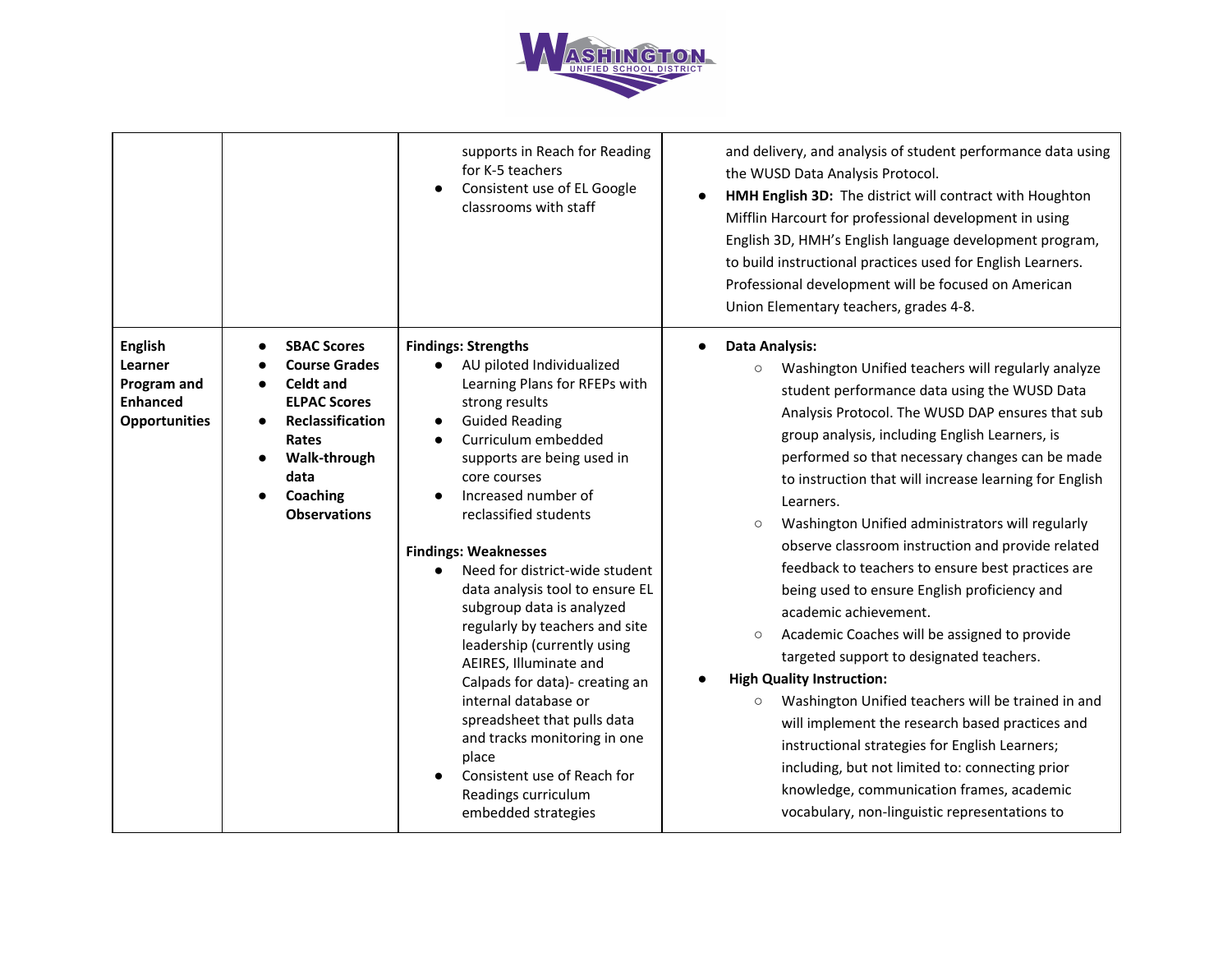| | | | |
|---|---|---|---|
| | | supports in Reach for Reading for K-5 teachers<br>● Consistent use of EL Google classrooms with staff | and delivery, and analysis of student performance data using the WUSD Data Analysis Protocol.<br>● **HMH English 3D:** The district will contract with Houghton Mifflin Harcourt for professional development in using English 3D, HMH's English language development program, to build instructional practices used for English Learners. Professional development will be focused on American Union Elementary teachers, grades 4-8. |
| **English Learner Program and Enhanced Opportunities** | ● **SBAC Scores**<br>● **Course Grades**<br>● **Celdt and ELPAC Scores**<br>● **Reclassification Rates**<br>● **Walk-through data**<br>● **Coaching Observations** | **Findings: Strengths**<br>● AU piloted Individualized Learning Plans for RFEPs with strong results<br>● Guided Reading<br>● Curriculum embedded supports are being used in core courses<br>● Increased number of reclassified students<br><br>**Findings: Weaknesses**<br>● Need for district-wide student data analysis tool to ensure EL subgroup data is analyzed regularly by teachers and site leadership (currently using AEIRES, Illuminate and Calpads for data)- creating an internal database or spreadsheet that pulls data and tracks monitoring in one place<br>● Consistent use of Reach for Readings curriculum embedded strategies | ● **Data Analysis:**<br>○ Washington Unified teachers will regularly analyze student performance data using the WUSD Data Analysis Protocol. The WUSD DAP ensures that sub group analysis, including English Learners, is performed so that necessary changes can be made to instruction that will increase learning for English Learners.<br>○ Washington Unified administrators will regularly observe classroom instruction and provide related feedback to teachers to ensure best practices are being used to ensure English proficiency and academic achievement.<br>○ Academic Coaches will be assigned to provide targeted support to designated teachers.<br>● **High Quality Instruction:**<br>○ Washington Unified teachers will be trained in and will implement the research based practices and instructional strategies for English Learners; including, but not limited to: connecting prior knowledge, communication frames, academic vocabulary, non-linguistic representations to |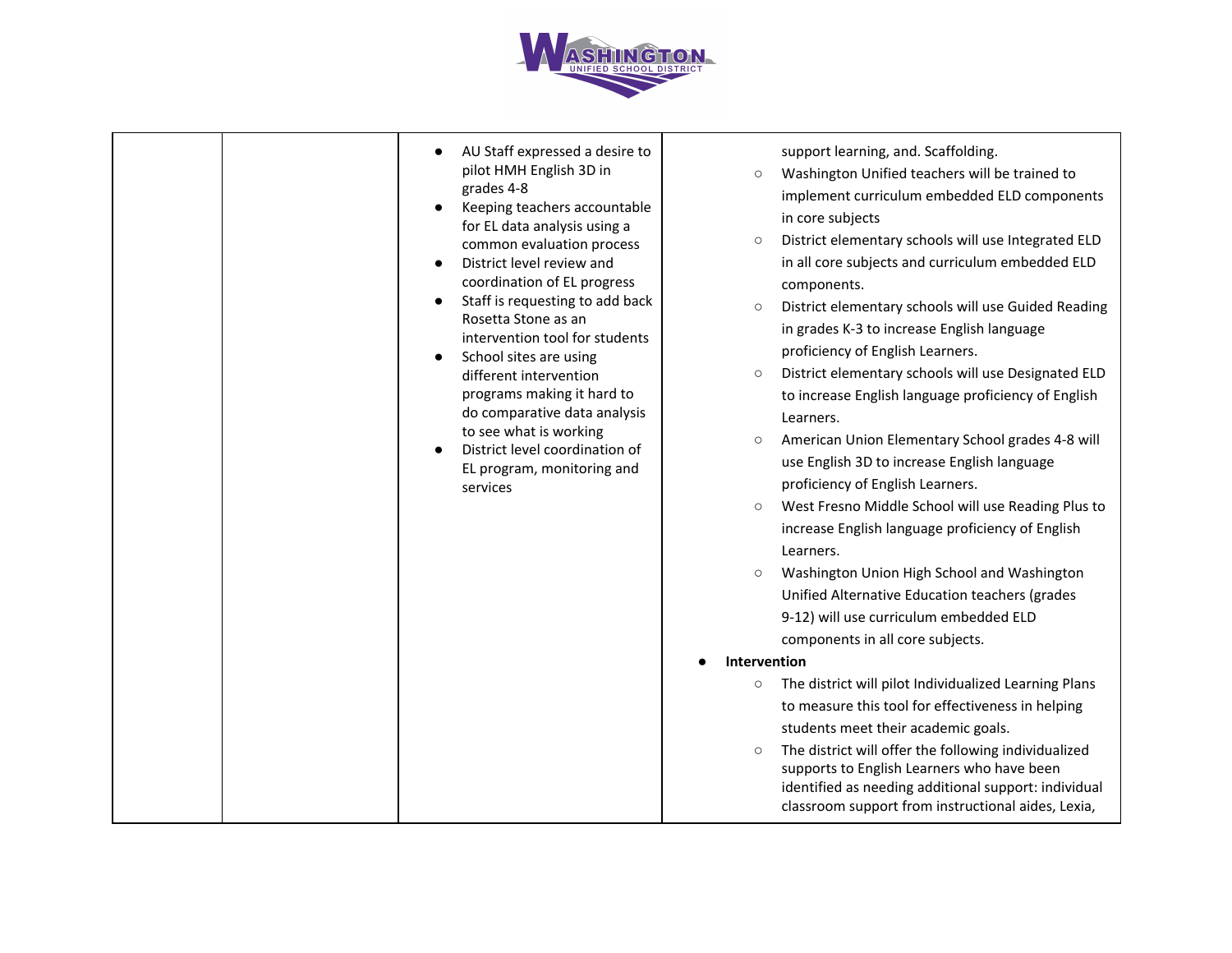| | | | |
|---|---|---|---|
| | | <ul><li>AU Staff expressed a desire to pilot HMH English 3D in grades 4-8</li><li>Keeping teachers accountable for EL data analysis using a common evaluation process</li><li>District level review and coordination of EL progress</li><li>Staff is requesting to add back Rosetta Stone as an intervention tool for students</li><li>School sites are using different intervention programs making it hard to do comparative data analysis to see what is working</li><li>District level coordination of EL program, monitoring and services</li></ul> | support learning, and. Scaffolding.<ul><li>Washington Unified teachers will be trained to implement curriculum embedded ELD components in core subjects</li><li>District elementary schools will use Integrated ELD in all core subjects and curriculum embedded ELD components.</li><li>District elementary schools will use Guided Reading in grades K-3 to increase English language proficiency of English Learners.</li><li>District elementary schools will use Designated ELD to increase English language proficiency of English Learners.</li><li>American Union Elementary School grades 4-8 will use English 3D to increase English language proficiency of English Learners.</li><li>West Fresno Middle School will use Reading Plus to increase English language proficiency of English Learners.</li><li>Washington Union High School and Washington Unified Alternative Education teachers (grades 9-12) will use curriculum embedded ELD components in all core subjects.</li></ul><ul><li>**Intervention**<ul><li>The district will pilot Individualized Learning Plans to measure this tool for effectiveness in helping students meet their academic goals.</li><li>The district will offer the following individualized supports to English Learners who have been identified as needing additional support: individual classroom support from instructional aides, Lexia,</li></ul></li></ul> |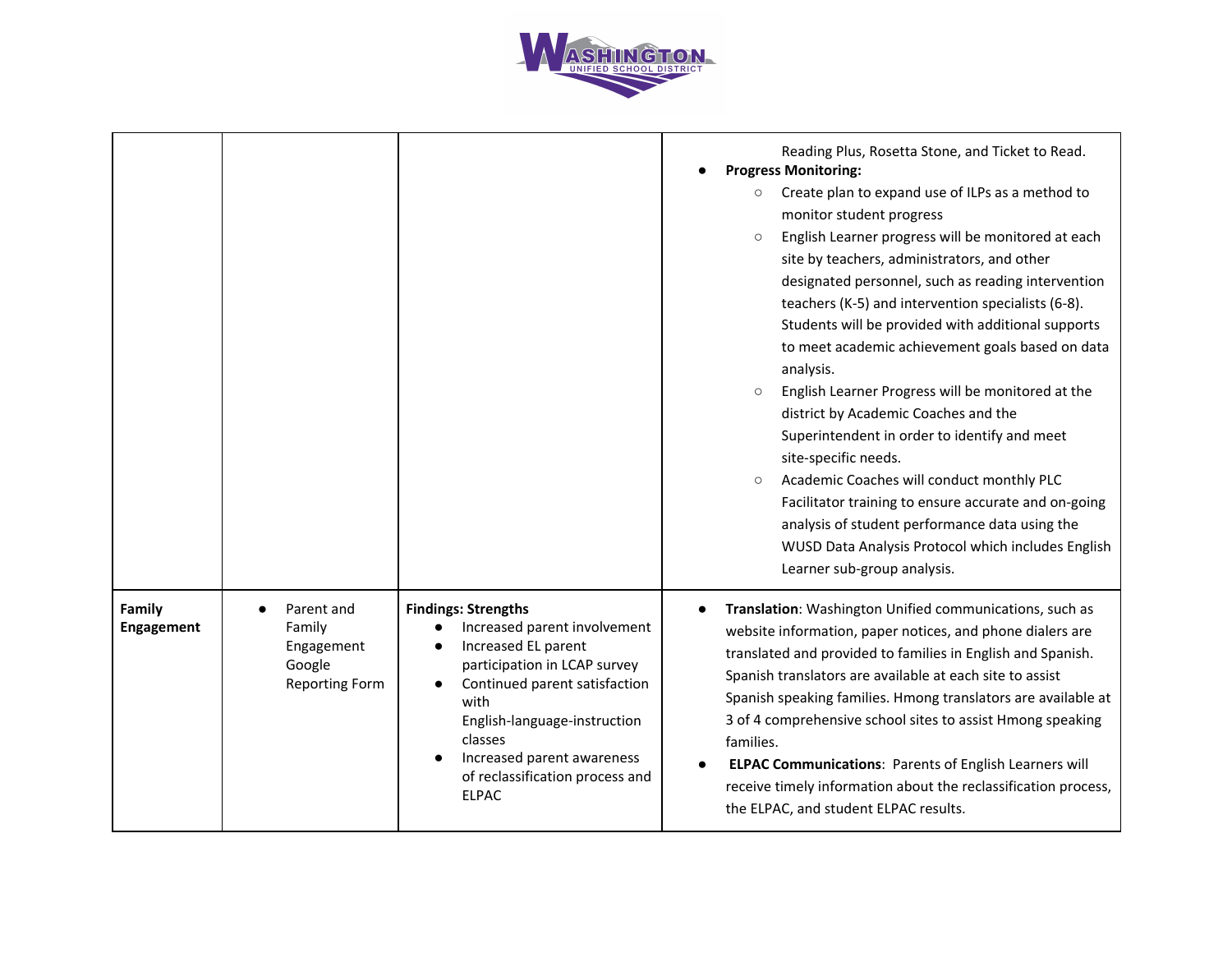| | | | |
|---|---|---|---|
| | | | Reading Plus, Rosetta Stone, and Ticket to Read.<br>• **Progress Monitoring:**<br>○ Create plan to expand use of ILPs as a method to monitor student progress<br>○ English Learner progress will be monitored at each site by teachers, administrators, and other designated personnel, such as reading intervention teachers (K-5) and intervention specialists (6-8). Students will be provided with additional supports to meet academic achievement goals based on data analysis.<br>○ English Learner Progress will be monitored at the district by Academic Coaches and the Superintendent in order to identify and meet site-specific needs.<br>○ Academic Coaches will conduct monthly PLC Facilitator training to ensure accurate and on-going analysis of student performance data using the WUSD Data Analysis Protocol which includes English Learner sub-group analysis. |
| **Family Engagement** | • Parent and Family Engagement Google Reporting Form | **Findings: Strengths**<br>• Increased parent involvement<br>• Increased EL parent participation in LCAP survey<br>• Continued parent satisfaction with English-language-instruction classes<br>• Increased parent awareness of reclassification process and ELPAC | • **Translation**: Washington Unified communications, such as website information, paper notices, and phone dialers are translated and provided to families in English and Spanish. Spanish translators are available at each site to assist Spanish speaking families. Hmong translators are available at 3 of 4 comprehensive school sites to assist Hmong speaking families.<br>• **ELPAC Communications**: Parents of English Learners will receive timely information about the reclassification process, the ELPAC, and student ELPAC results. |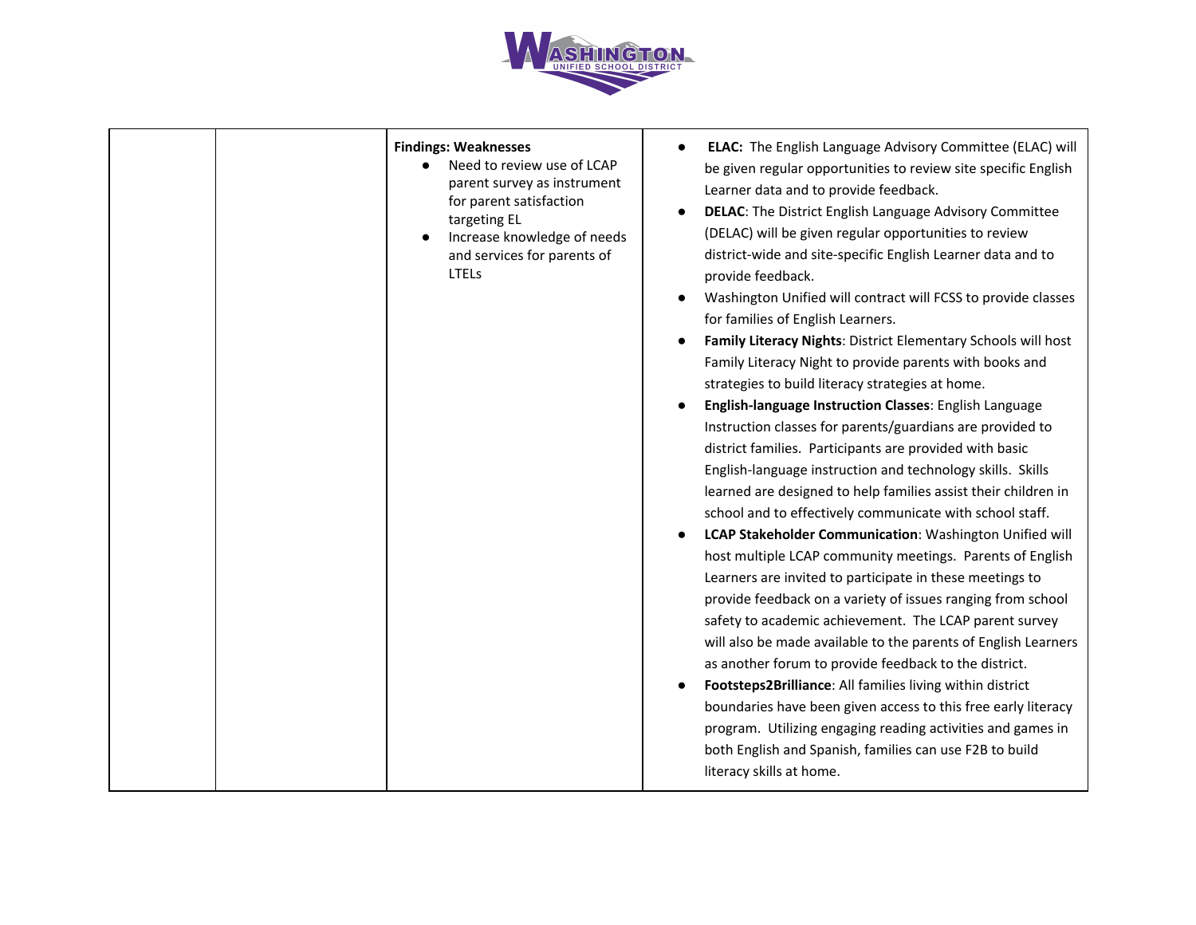| | | **Findings: Weaknesses**<br>● Need to review use of LCAP parent survey as instrument for parent satisfaction targeting EL<br>● Increase knowledge of needs and services for parents of LTELs | ● **ELAC:** The English Language Advisory Committee (ELAC) will be given regular opportunities to review site specific English Learner data and to provide feedback.<br>● **DELAC**: The District English Language Advisory Committee (DELAC) will be given regular opportunities to review district-wide and site-specific English Learner data and to provide feedback.<br>● Washington Unified will contract will FCSS to provide classes for families of English Learners.<br>● **Family Literacy Nights**: District Elementary Schools will host Family Literacy Night to provide parents with books and strategies to build literacy strategies at home.<br>● **English-language Instruction Classes**: English Language Instruction classes for parents/guardians are provided to district families. Participants are provided with basic English-language instruction and technology skills. Skills learned are designed to help families assist their children in school and to effectively communicate with school staff.<br>● **LCAP Stakeholder Communication**: Washington Unified will host multiple LCAP community meetings. Parents of English Learners are invited to participate in these meetings to provide feedback on a variety of issues ranging from school safety to academic achievement. The LCAP parent survey will also be made available to the parents of English Learners as another forum to provide feedback to the district.<br>● **Footsteps2Brilliance**: All families living within district boundaries have been given access to this free early literacy program. Utilizing engaging reading activities and games in both English and Spanish, families can use F2B to build literacy skills at home. |
|---|---|---|---|